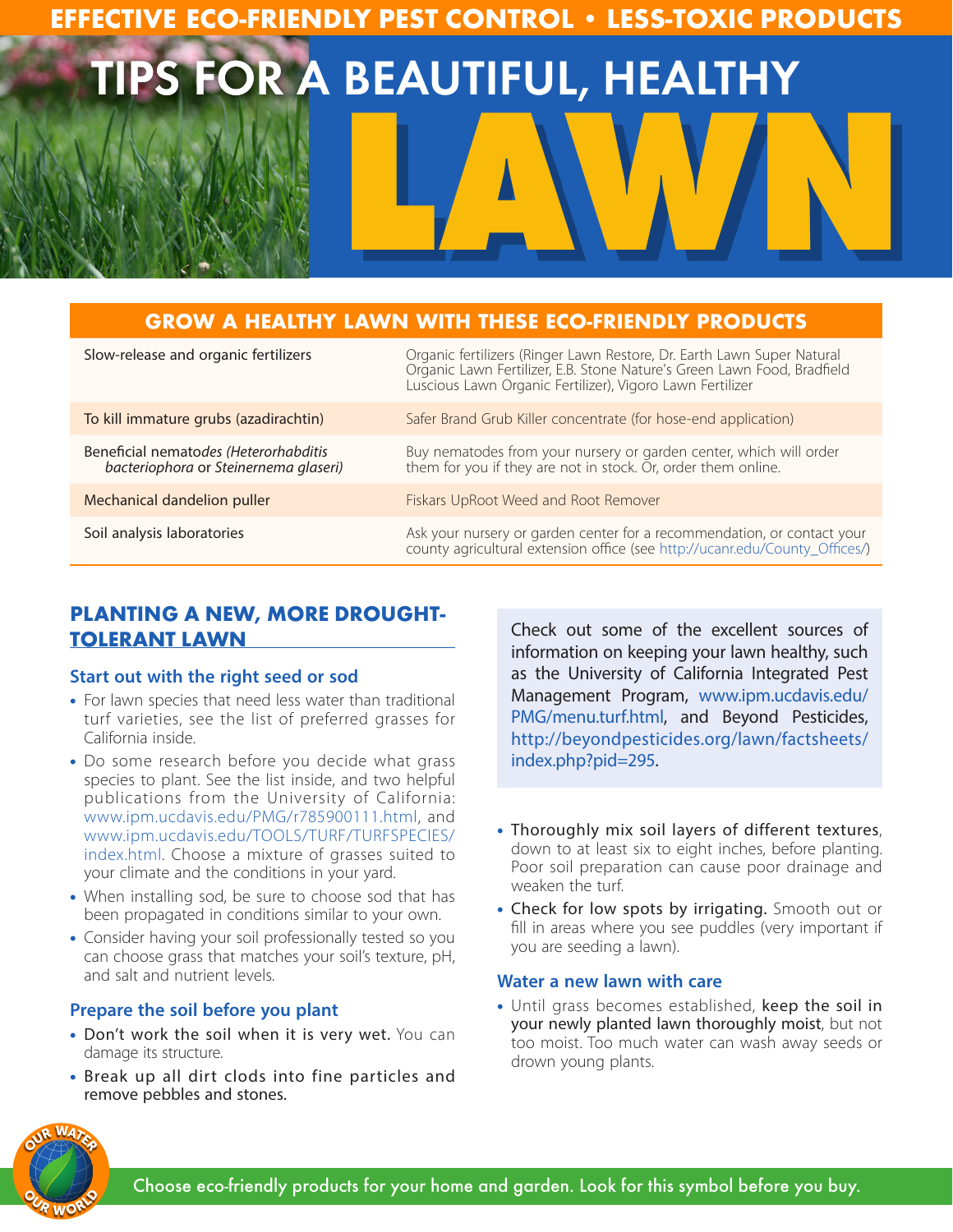EFFECTIVE ECO-FRIENDLY PEST CONTROL • LESS-TOXIC PRODUCTS

# TIPS FOR A BEAUTIFUL, HEALTHY LAWN

## GROW A HEALTHY LAWN WITH THESE ECO-FRIENDLY PRODUCTS

| | |
|---|---|
| Slow-release and organic fertilizers | Organic fertilizers (Ringer Lawn Restore, Dr. Earth Lawn Super Natural Organic Lawn Fertilizer, E.B. Stone Nature's Green Lawn Food, Bradfield Luscious Lawn Organic Fertilizer), Vigoro Lawn Fertilizer |
| To kill immature grubs (azadirachtin) | Safer Brand Grub Killer concentrate (for hose-end application) |
| Beneficial nematodes (*Heterorhabditis bacteriophora* or *Steinernema glaseri)* | Buy nematodes from your nursery or garden center, which will order them for you if they are not in stock. Or, order them online. |
| Mechanical dandelion puller | Fiskars UpRoot Weed and Root Remover |
| Soil analysis laboratories | Ask your nursery or garden center for a recommendation, or contact your county agricultural extension office (see http://ucanr.edu/County_Offices/) |

## PLANTING A NEW, MORE DROUGHT-TOLERANT LAWN

### Start out with the right seed or sod

- For lawn species that need less water than traditional turf varieties, see the list of preferred grasses for California inside.
- Do some research before you decide what grass species to plant. See the list inside, and two helpful publications from the University of California: www.ipm.ucdavis.edu/PMG/r785900111.html, and www.ipm.ucdavis.edu/TOOLS/TURF/TURFSPECIES/index.html. Choose a mixture of grasses suited to your climate and the conditions in your yard.
- When installing sod, be sure to choose sod that has been propagated in conditions similar to your own.
- Consider having your soil professionally tested so you can choose grass that matches your soil's texture, pH, and salt and nutrient levels.

### Prepare the soil before you plant

- **Don't work the soil when it is very wet.** You can damage its structure.
- **Break up all dirt clods into fine particles and remove pebbles and stones.**
- **Thoroughly mix soil layers of different textures**, down to at least six to eight inches, before planting. Poor soil preparation can cause poor drainage and weaken the turf.
- **Check for low spots by irrigating.** Smooth out or fill in areas where you see puddles (very important if you are seeding a lawn).

### Water a new lawn with care

- Until grass becomes established, **keep the soil in your newly planted lawn thoroughly moist**, but not too moist. Too much water can wash away seeds or drown young plants.

Check out some of the excellent sources of information on keeping your lawn healthy, such as the University of California Integrated Pest Management Program, www.ipm.ucdavis.edu/PMG/menu.turf.html, and Beyond Pesticides, http://beyondpesticides.org/lawn/factsheets/index.php?pid=295.

Choose eco-friendly products for your home and garden. Look for this symbol before you buy.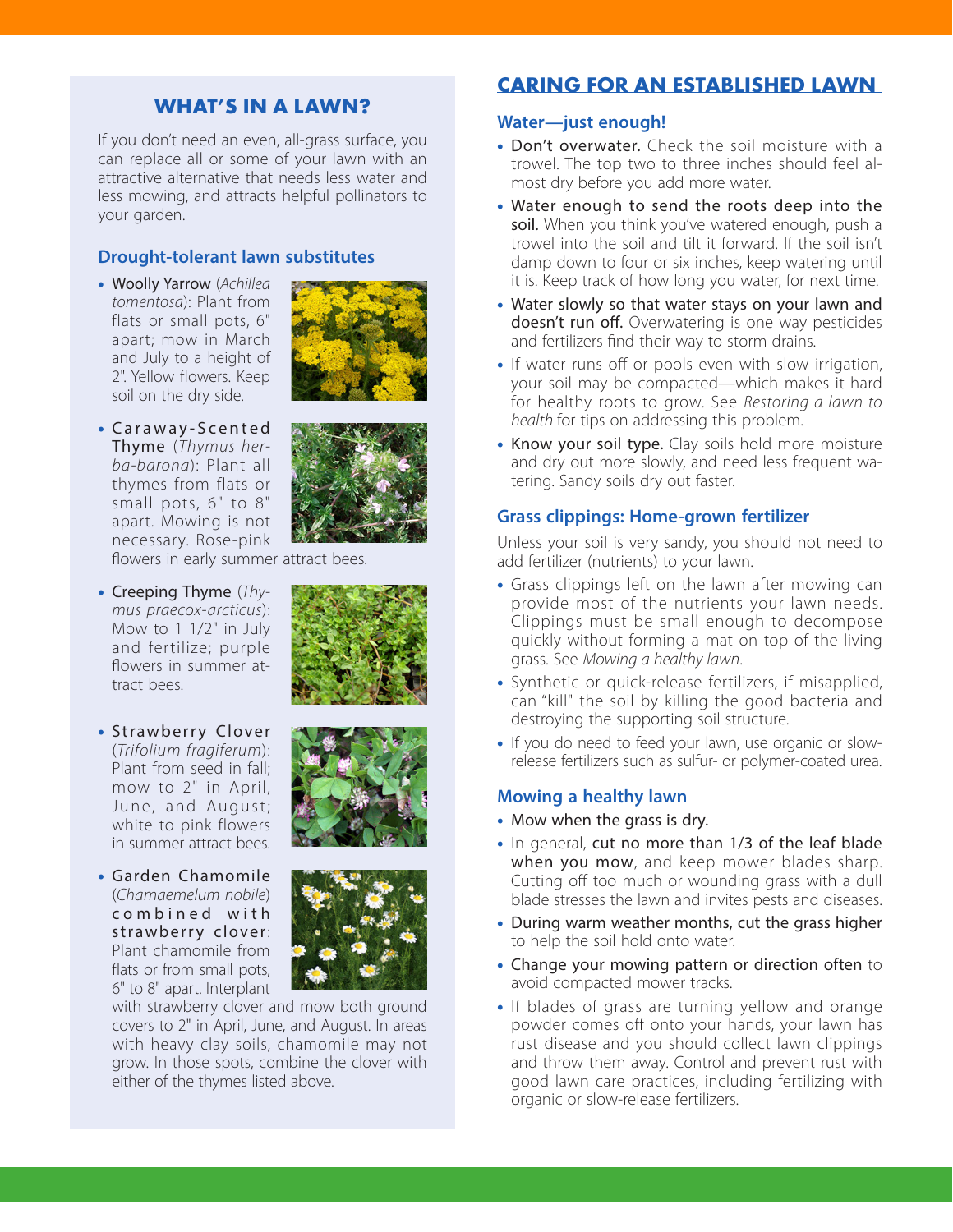## WHAT'S IN A LAWN?

If you don't need an even, all-grass surface, you can replace all or some of your lawn with an attractive alternative that needs less water and less mowing, and attracts helpful pollinators to your garden.

### Drought-tolerant lawn substitutes

- Woolly Yarrow (*Achillea tomentosa*): Plant from flats or small pots, 6" apart; mow in March and July to a height of 2". Yellow flowers. Keep soil on the dry side.
- Caraway-Scented Thyme (*Thymus herba-barona*): Plant all thymes from flats or small pots, 6" to 8" apart. Mowing is not necessary. Rose-pink flowers in early summer attract bees.
- Creeping Thyme (*Thymus praecox-arcticus*): Mow to 1 1/2" in July and fertilize; purple flowers in summer attract bees.
- Strawberry Clover (*Trifolium fragiferum*): Plant from seed in fall; mow to 2" in April, June, and August; white to pink flowers in summer attract bees.
- Garden Chamomile (*Chamaemelum nobile*) combined with strawberry clover: Plant chamomile from flats or from small pots, 6" to 8" apart. Interplant with strawberry clover and mow both ground covers to 2" in April, June, and August. In areas with heavy clay soils, chamomile may not grow. In those spots, combine the clover with either of the thymes listed above.

## CARING FOR AN ESTABLISHED LAWN

### Water—just enough!

- **Don't overwater.** Check the soil moisture with a trowel. The top two to three inches should feel almost dry before you add more water.
- **Water enough to send the roots deep into the soil.** When you think you've watered enough, push a trowel into the soil and tilt it forward. If the soil isn't damp down to four or six inches, keep watering until it is. Keep track of how long you water, for next time.
- **Water slowly so that water stays on your lawn and doesn't run off.** Overwatering is one way pesticides and fertilizers find their way to storm drains.
- If water runs off or pools even with slow irrigation, your soil may be compacted—which makes it hard for healthy roots to grow. See *Restoring a lawn to health* for tips on addressing this problem.
- **Know your soil type.** Clay soils hold more moisture and dry out more slowly, and need less frequent watering. Sandy soils dry out faster.

### Grass clippings: Home-grown fertilizer

Unless your soil is very sandy, you should not need to add fertilizer (nutrients) to your lawn.

- Grass clippings left on the lawn after mowing can provide most of the nutrients your lawn needs. Clippings must be small enough to decompose quickly without forming a mat on top of the living grass. See *Mowing a healthy lawn*.
- Synthetic or quick-release fertilizers, if misapplied, can "kill" the soil by killing the good bacteria and destroying the supporting soil structure.
- If you do need to feed your lawn, use organic or slow-release fertilizers such as sulfur- or polymer-coated urea.

### Mowing a healthy lawn

- **Mow when the grass is dry.**
- In general, **cut no more than 1/3 of the leaf blade when you mow**, and keep mower blades sharp. Cutting off too much or wounding grass with a dull blade stresses the lawn and invites pests and diseases.
- **During warm weather months, cut the grass higher** to help the soil hold onto water.
- **Change your mowing pattern or direction often** to avoid compacted mower tracks.
- If blades of grass are turning yellow and orange powder comes off onto your hands, your lawn has rust disease and you should collect lawn clippings and throw them away. Control and prevent rust with good lawn care practices, including fertilizing with organic or slow-release fertilizers.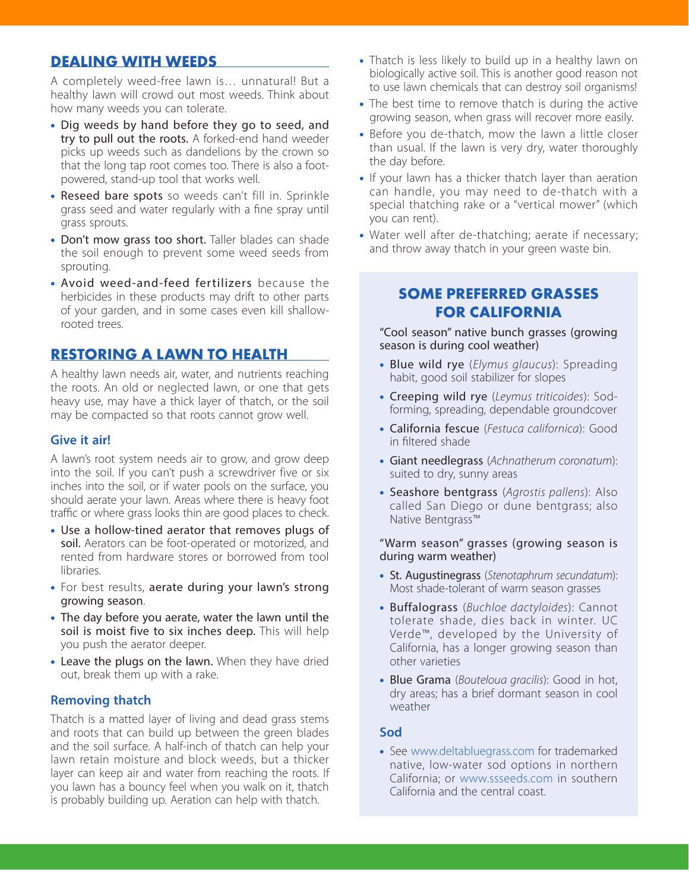## DEALING WITH WEEDS

A completely weed-free lawn is… unnatural! But a healthy lawn will crowd out most weeds. Think about how many weeds you can tolerate.

- **Dig weeds by hand before they go to seed, and try to pull out the roots.** A forked-end hand weeder picks up weeds such as dandelions by the crown so that the long tap root comes too. There is also a foot-powered, stand-up tool that works well.
- **Reseed bare spots** so weeds can't fill in. Sprinkle grass seed and water regularly with a fine spray until grass sprouts.
- **Don't mow grass too short.** Taller blades can shade the soil enough to prevent some weed seeds from sprouting.
- **Avoid weed-and-feed fertilizers** because the herbicides in these products may drift to other parts of your garden, and in some cases even kill shallow-rooted trees.

## RESTORING A LAWN TO HEALTH

A healthy lawn needs air, water, and nutrients reaching the roots. An old or neglected lawn, or one that gets heavy use, may have a thick layer of thatch, or the soil may be compacted so that roots cannot grow well.

### Give it air!

A lawn's root system needs air to grow, and grow deep into the soil. If you can't push a screwdriver five or six inches into the soil, or if water pools on the surface, you should aerate your lawn. Areas where there is heavy foot traffic or where grass looks thin are good places to check.

- **Use a hollow-tined aerator that removes plugs of soil.** Aerators can be foot-operated or motorized, and rented from hardware stores or borrowed from tool libraries.
- For best results, **aerate during your lawn's strong growing season**.
- **The day before you aerate, water the lawn until the soil is moist five to six inches deep.** This will help you push the aerator deeper.
- **Leave the plugs on the lawn.** When they have dried out, break them up with a rake.

### Removing thatch

Thatch is a matted layer of living and dead grass stems and roots that can build up between the green blades and the soil surface. A half-inch of thatch can help your lawn retain moisture and block weeds, but a thicker layer can keep air and water from reaching the roots. If you lawn has a bouncy feel when you walk on it, thatch is probably building up. Aeration can help with thatch.

- Thatch is less likely to build up in a healthy lawn on biologically active soil. This is another good reason not to use lawn chemicals that can destroy soil organisms!
- The best time to remove thatch is during the active growing season, when grass will recover more easily.
- Before you de-thatch, mow the lawn a little closer than usual. If the lawn is very dry, water thoroughly the day before.
- If your lawn has a thicker thatch layer than aeration can handle, you may need to de-thatch with a special thatching rake or a "vertical mower" (which you can rent).
- Water well after de-thatching; aerate if necessary; and throw away thatch in your green waste bin.

## SOME PREFERRED GRASSES FOR CALIFORNIA

"Cool season" native bunch grasses (growing season is during cool weather)

- **Blue wild rye** (*Elymus glaucus*): Spreading habit, good soil stabilizer for slopes
- **Creeping wild rye** (*Leymus triticoides*): Sod-forming, spreading, dependable groundcover
- **California fescue** (*Festuca californica*): Good in filtered shade
- **Giant needlegrass** (*Achnatherum coronatum*): suited to dry, sunny areas
- **Seashore bentgrass** (*Agrostis pallens*): Also called San Diego or dune bentgrass; also Native Bentgrass™

"Warm season" grasses (growing season is during warm weather)

- **St. Augustinegrass** (*Stenotaphrum secundatum*): Most shade-tolerant of warm season grasses
- **Buffalograss** (*Buchloe dactyloides*): Cannot tolerate shade, dies back in winter. UC Verde™, developed by the University of California, has a longer growing season than other varieties
- **Blue Grama** (*Bouteloua gracilis*): Good in hot, dry areas; has a brief dormant season in cool weather

### Sod

- See www.deltabluegrass.com for trademarked native, low-water sod options in northern California; or www.ssseeds.com in southern California and the central coast.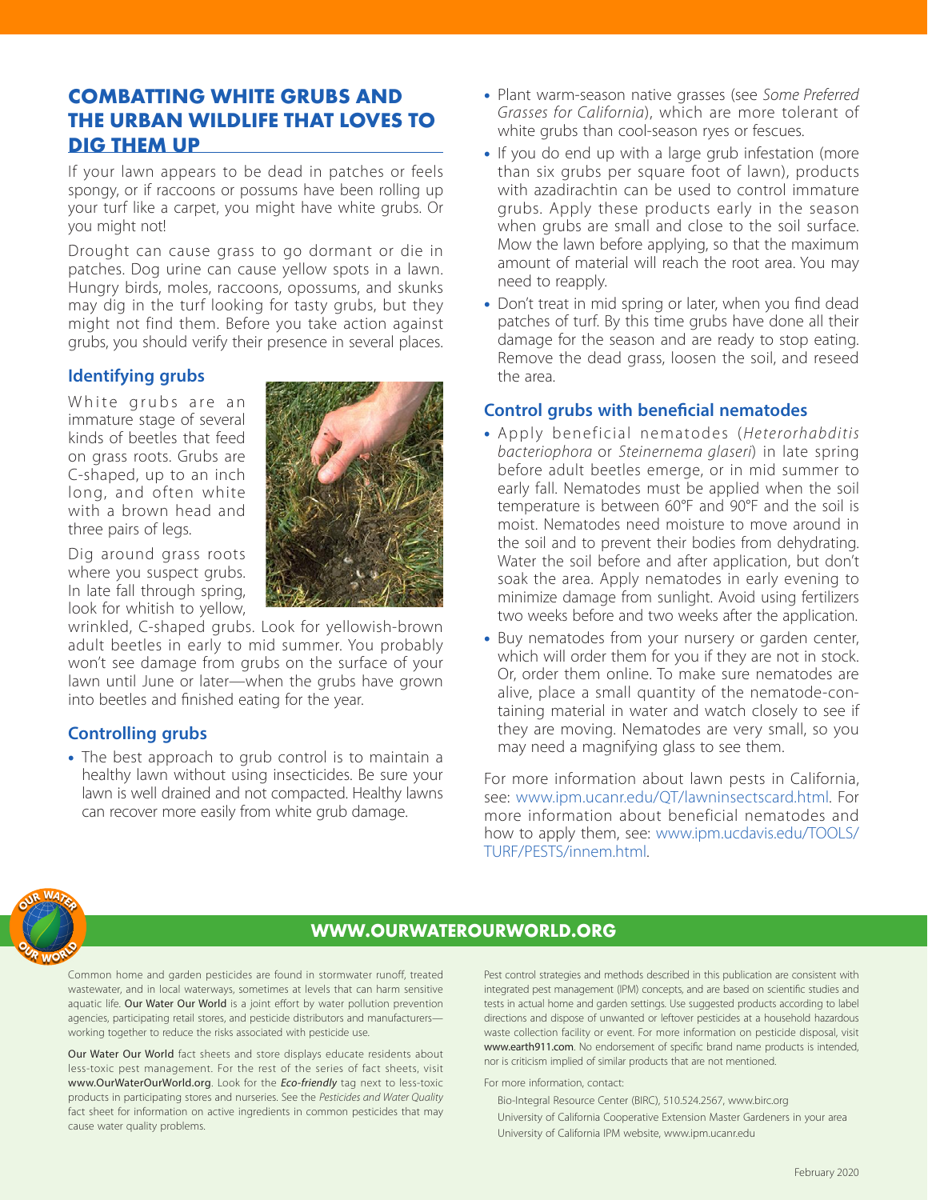## COMBATTING WHITE GRUBS AND THE URBAN WILDLIFE THAT LOVES TO DIG THEM UP

If your lawn appears to be dead in patches or feels spongy, or if raccoons or possums have been rolling up your turf like a carpet, you might have white grubs. Or you might not!

Drought can cause grass to go dormant or die in patches. Dog urine can cause yellow spots in a lawn. Hungry birds, moles, raccoons, opossums, and skunks may dig in the turf looking for tasty grubs, but they might not find them. Before you take action against grubs, you should verify their presence in several places.

### Identifying grubs

White grubs are an immature stage of several kinds of beetles that feed on grass roots. Grubs are C-shaped, up to an inch long, and often white with a brown head and three pairs of legs.

Dig around grass roots where you suspect grubs. In late fall through spring, look for whitish to yellow, wrinkled, C-shaped grubs. Look for yellowish-brown adult beetles in early to mid summer. You probably won't see damage from grubs on the surface of your lawn until June or later—when the grubs have grown into beetles and finished eating for the year.

### Controlling grubs

- The best approach to grub control is to maintain a healthy lawn without using insecticides. Be sure your lawn is well drained and not compacted. Healthy lawns can recover more easily from white grub damage.
- Plant warm-season native grasses (see *Some Preferred Grasses for California*), which are more tolerant of white grubs than cool-season ryes or fescues.
- If you do end up with a large grub infestation (more than six grubs per square foot of lawn), products with azadirachtin can be used to control immature grubs. Apply these products early in the season when grubs are small and close to the soil surface. Mow the lawn before applying, so that the maximum amount of material will reach the root area. You may need to reapply.
- Don't treat in mid spring or later, when you find dead patches of turf. By this time grubs have done all their damage for the season and are ready to stop eating. Remove the dead grass, loosen the soil, and reseed the area.

### Control grubs with beneficial nematodes

- Apply beneficial nematodes (*Heterorhabditis bacteriophora* or *Steinernema glaseri*) in late spring before adult beetles emerge, or in mid summer to early fall. Nematodes must be applied when the soil temperature is between 60°F and 90°F and the soil is moist. Nematodes need moisture to move around in the soil and to prevent their bodies from dehydrating. Water the soil before and after application, but don't soak the area. Apply nematodes in early evening to minimize damage from sunlight. Avoid using fertilizers two weeks before and two weeks after the application.
- Buy nematodes from your nursery or garden center, which will order them for you if they are not in stock. Or, order them online. To make sure nematodes are alive, place a small quantity of the nematode-containing material in water and watch closely to see if they are moving. Nematodes are very small, so you may need a magnifying glass to see them.

For more information about lawn pests in California, see: www.ipm.ucanr.edu/QT/lawninsectscard.html. For more information about beneficial nematodes and how to apply them, see: www.ipm.ucdavis.edu/TOOLS/TURF/PESTS/innem.html.

**WWW.OURWATEROURWORLD.ORG**

Common home and garden pesticides are found in stormwater runoff, treated wastewater, and in local waterways, sometimes at levels that can harm sensitive aquatic life. Our Water Our World is a joint effort by water pollution prevention agencies, participating retail stores, and pesticide distributors and manufacturers—working together to reduce the risks associated with pesticide use.

Our Water Our World fact sheets and store displays educate residents about less-toxic pest management. For the rest of the series of fact sheets, visit www.OurWaterOurWorld.org. Look for the ***Eco-friendly*** tag next to less-toxic products in participating stores and nurseries. See the *Pesticides and Water Quality* fact sheet for information on active ingredients in common pesticides that may cause water quality problems.

Pest control strategies and methods described in this publication are consistent with integrated pest management (IPM) concepts, and are based on scientific studies and tests in actual home and garden settings. Use suggested products according to label directions and dispose of unwanted or leftover pesticides at a household hazardous waste collection facility or event. For more information on pesticide disposal, visit www.earth911.com. No endorsement of specific brand name products is intended, nor is criticism implied of similar products that are not mentioned.

For more information, contact:

Bio-Integral Resource Center (BIRC), 510.524.2567, www.birc.org
University of California Cooperative Extension Master Gardeners in your area
University of California IPM website, www.ipm.ucanr.edu

February 2020